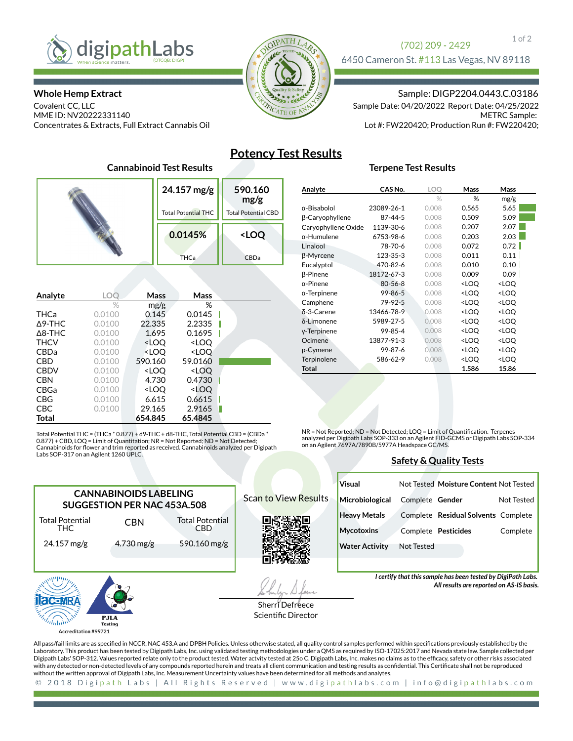digipathLabs
When science matters. (OTCQB: DIGP)

(702) 209 - 2429
6450 Cameron St. #113 Las Vegas, NV 89118

**Whole Hemp Extract**
Covalent CC, LLC
MME ID: NV20222331140
Concentrates & Extracts, Full Extract Cannabis Oil

Sample: DIGP2204.0443.C.03186
Sample Date: 04/20/2022 Report Date: 04/25/2022
METRC Sample:
Lot #: FW220420; Production Run #: FW220420;

# Potency Test Results

## Cannabinoid Test Results

| 24.157 mg/g | 590.160 mg/g |
|---|---|
| Total Potential THC | Total Potential CBD |
| **0.0145%** | **<LOQ** |
| THCa | CBDa |

| Analyte | LOQ | Mass | Mass |
|---|---|---|---|
| | % | mg/g | % |
| THCa | 0.0100 | 0.145 | 0.0145 |
| Δ9-THC | 0.0100 | 22.335 | 2.2335 |
| Δ8-THC | 0.0100 | 1.695 | 0.1695 |
| THCV | 0.0100 | <LOQ | <LOQ |
| CBDa | 0.0100 | <LOQ | <LOQ |
| CBD | 0.0100 | 590.160 | 59.0160 |
| CBDV | 0.0100 | <LOQ | <LOQ |
| CBN | 0.0100 | 4.730 | 0.4730 |
| CBGa | 0.0100 | <LOQ | <LOQ |
| CBG | 0.0100 | 6.615 | 0.6615 |
| CBC | 0.0100 | 29.165 | 2.9165 |
| **Total** | | **654.845** | **65.4845** |

Total Potential THC = (THCa * 0.877) + d9-THC + d8-THC, Total Potential CBD = (CBDa * 0.877) + CBD, LOQ = Limit of Quantitation; NR = Not Reported; ND = Not Detected; Cannabinoids for flower and trim reported as received. Cannabinoids analyzed per Digipath Labs SOP-317 on an Agilent 1260 UPLC.

## Terpene Test Results

| Analyte | CAS No. | LOQ | Mass | Mass |
|---|---|---|---|---|
| | | % | % | mg/g |
| α-Bisabolol | 23089-26-1 | 0.008 | 0.565 | 5.65 |
| β-Caryophyllene | 87-44-5 | 0.008 | 0.509 | 5.09 |
| Caryophyllene Oxide | 1139-30-6 | 0.008 | 0.207 | 2.07 |
| α-Humulene | 6753-98-6 | 0.008 | 0.203 | 2.03 |
| Linalool | 78-70-6 | 0.008 | 0.072 | 0.72 |
| β-Myrcene | 123-35-3 | 0.008 | 0.011 | 0.11 |
| Eucalyptol | 470-82-6 | 0.008 | 0.010 | 0.10 |
| β-Pinene | 18172-67-3 | 0.008 | 0.009 | 0.09 |
| α-Pinene | 80-56-8 | 0.008 | <LOQ | <LOQ |
| α-Terpinene | 99-86-5 | 0.008 | <LOQ | <LOQ |
| Camphene | 79-92-5 | 0.008 | <LOQ | <LOQ |
| δ-3-Carene | 13466-78-9 | 0.008 | <LOQ | <LOQ |
| δ-Limonene | 5989-27-5 | 0.008 | <LOQ | <LOQ |
| γ-Terpinene | 99-85-4 | 0.008 | <LOQ | <LOQ |
| Ocimene | 13877-91-3 | 0.008 | <LOQ | <LOQ |
| p-Cymene | 99-87-6 | 0.008 | <LOQ | <LOQ |
| Terpinolene | 586-62-9 | 0.008 | <LOQ | <LOQ |
| **Total** | | | **1.586** | **15.86** |

NR = Not Reported; ND = Not Detected; LOQ = Limit of Quantification. Terpenes analyzed per Digipath Labs SOP-333 on an Agilent FID-GCMS or Digipath Labs SOP-334 on an Agilent 7697A/7890B/5977A Headspace GC/MS.

## Safety & Quality Tests

| Test | Status | Test | Status |
|---|---|---|---|
| **Visual** | Not Tested | **Moisture Content** | Not Tested |
| **Microbiological** | Complete | **Gender** | Not Tested |
| **Heavy Metals** | Complete | **Residual Solvents** | Complete |
| **Mycotoxins** | Complete | **Pesticides** | Complete |
| **Water Activity** | Not Tested | | |

*I certify that this sample has been tested by DigiPath Labs.*
***All results are reported on AS-IS basis.***

## CANNABINOIDS LABELING SUGGESTION PER NAC 453A.508

| Total Potential THC | CBN | Total Potential CBD |
|---|---|---|
| 24.157 mg/g | 4.730 mg/g | 590.160 mg/g |

Scan to View Results

Sherri Defreece
Scientific Director

Accreditation #99721

All pass/fail limits are as specified in NCCR, NAC 453.A and DPBH Policies. Unless otherwise stated, all quality control samples performed within specifications previously established by the Laboratory. This product has been tested by Digipath Labs, Inc. using validated testing methodologies under a QMS as required by ISO-17025:2017 and Nevada state law. Sample collected per Digipath Labs' SOP-312. Values reported relate only to the product tested. Water actvity tested at 25o C. Digipath Labs, Inc. makes no claims as to the efficacy, safety or other risks associated with any detected or non-detected levels of any compounds reported herein and treats all client communication and testing results as confidential. This Certificate shall not be reproduced without the written approval of Digipath Labs, Inc. Measurement Uncertainty values have been determined for all methods and analytes.

© 2018 Digipath Labs | All Rights Reserved | www.digipathlabs.com | info@digipathlabs.com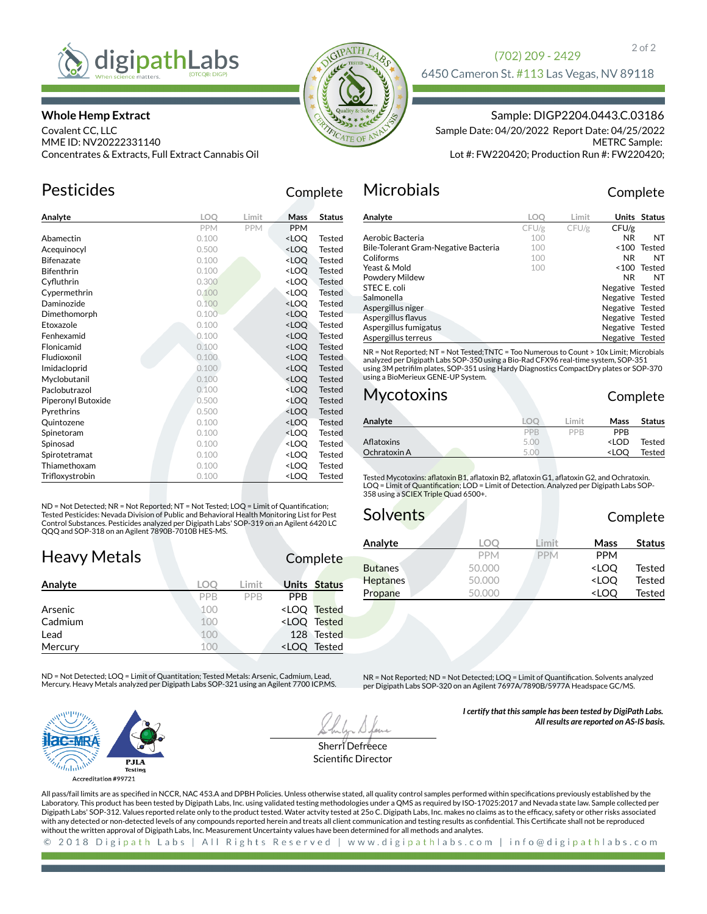digipathLabs
When science matters. (OTCQB: DIGP)

(702) 209 - 2429
6450 Cameron St. #113 Las Vegas, NV 89118

**Whole Hemp Extract**
Covalent CC, LLC
MME ID: NV20222331140
Concentrates & Extracts, Full Extract Cannabis Oil

Sample: DIGP2204.0443.C.03186
Sample Date: 04/20/2022 Report Date: 04/25/2022
METRC Sample:
Lot #: FW220420; Production Run #: FW220420;

## Pesticides

Complete

| Analyte | LOQ | Limit | Mass | Status |
|---|---|---|---|---|
| | PPM | PPM | PPM | |
| Abamectin | 0.100 | | <LOQ | Tested |
| Acequinocyl | 0.500 | | <LOQ | Tested |
| Bifenazate | 0.100 | | <LOQ | Tested |
| Bifenthrin | 0.100 | | <LOQ | Tested |
| Cyfluthrin | 0.300 | | <LOQ | Tested |
| Cypermethrin | 0.100 | | <LOQ | Tested |
| Daminozide | 0.100 | | <LOQ | Tested |
| Dimethomorph | 0.100 | | <LOQ | Tested |
| Etoxazole | 0.100 | | <LOQ | Tested |
| Fenhexamid | 0.100 | | <LOQ | Tested |
| Flonicamid | 0.100 | | <LOQ | Tested |
| Fludioxonil | 0.100 | | <LOQ | Tested |
| Imidacloprid | 0.100 | | <LOQ | Tested |
| Myclobutanil | 0.100 | | <LOQ | Tested |
| Paclobutrazol | 0.100 | | <LOQ | Tested |
| Piperonyl Butoxide | 0.500 | | <LOQ | Tested |
| Pyrethrins | 0.500 | | <LOQ | Tested |
| Quintozene | 0.100 | | <LOQ | Tested |
| Spinetoram | 0.100 | | <LOQ | Tested |
| Spinosad | 0.100 | | <LOQ | Tested |
| Spirotetramat | 0.100 | | <LOQ | Tested |
| Thiamethoxam | 0.100 | | <LOQ | Tested |
| Trifloxystrobin | 0.100 | | <LOQ | Tested |

ND = Not Detected; NR = Not Reported; NT = Not Tested; LOQ = Limit of Quantification; Tested Pesticides: Nevada Division of Public and Behavioral Health Monitoring List for Pest Control Substances. Pesticides analyzed per Digipath Labs' SOP-319 on an Agilent 6420 LC QQQ and SOP-318 on an Agilent 7890B-7010B HES-MS.

## Heavy Metals

Complete

| Analyte | LOQ | Limit | Units | Status |
|---|---|---|---|---|
| | PPB | PPB | PPB | |
| Arsenic | 100 | | <LOQ | Tested |
| Cadmium | 100 | | <LOQ | Tested |
| Lead | 100 | | 128 | Tested |
| Mercury | 100 | | <LOQ | Tested |

ND = Not Detected; LOQ = Limit of Quantitation; Tested Metals: Arsenic, Cadmium, Lead, Mercury. Heavy Metals analyzed per Digipath Labs SOP-321 using an Agilent 7700 ICP.MS.

## Microbials

Complete

| Analyte | LOQ | Limit | Units | Status |
|---|---|---|---|---|
| | CFU/g | CFU/g | CFU/g | |
| Aerobic Bacteria | 100 | | NR | NT |
| Bile-Tolerant Gram-Negative Bacteria | 100 | | <100 | Tested |
| Coliforms | 100 | | NR | NT |
| Yeast & Mold | 100 | | <100 | Tested |
| Powdery Mildew | | | NR | NT |
| STEC E. coli | | | Negative | Tested |
| Salmonella | | | Negative | Tested |
| Aspergillus niger | | | Negative | Tested |
| Aspergillus flavus | | | Negative | Tested |
| Aspergillus fumigatus | | | Negative | Tested |
| Aspergillus terreus | | | Negative | Tested |

NR = Not Reported; NT = Not Tested;TNTC = Too Numerous to Count > 10x Limit; Microbials analyzed per Digipath Labs SOP-350 using a Bio-Rad CFX96 real-time system, SOP-351 using 3M petrifilm plates, SOP-351 using Hardy Diagnostics CompactDry plates or SOP-370 using a BioMerieux GENE-UP System.

## Mycotoxins

Complete

| Analyte | LOQ | Limit | Mass | Status |
|---|---|---|---|---|
| | PPB | PPB | PPB | |
| Aflatoxins | 5.00 | | <LOD | Tested |
| Ochratoxin A | 5.00 | | <LOQ | Tested |

Tested Mycotoxins: aflatoxin B1, aflatoxin B2, aflatoxin G1, aflatoxin G2, and Ochratoxin. LOQ = Limit of Quantification; LOD = Limit of Detection. Analyzed per Digipath Labs SOP-358 using a SCIEX Triple Quad 6500+.

## Solvents

Complete

| Analyte | LOQ | Limit | Mass | Status |
|---|---|---|---|---|
| | PPM | PPM | PPM | |
| Butanes | 50.000 | | <LOQ | Tested |
| Heptanes | 50.000 | | <LOQ | Tested |
| Propane | 50.000 | | <LOQ | Tested |

NR = Not Reported; ND = Not Detected; LOQ = Limit of Quantification. Solvents analyzed per Digipath Labs SOP-320 on an Agilent 7697A/7890B/5977A Headspace GC/MS.

PJLA Testing
Accreditation #99721

Sherri Defreece
Scientific Director

*I certify that this sample has been tested by DigiPath Labs.*
***All results are reported on AS-IS basis.***

All pass/fail limits are as specified in NCCR, NAC 453.A and DPBH Policies. Unless otherwise stated, all quality control samples performed within specifications previously established by the Laboratory. This product has been tested by Digipath Labs, Inc. using validated testing methodologies under a QMS as required by ISO-17025:2017 and Nevada state law. Sample collected per Digipath Labs' SOP-312. Values reported relate only to the product tested. Water actvity tested at 25o C. Digipath Labs, Inc. makes no claims as to the efficacy, safety or other risks associated with any detected or non-detected levels of any compounds reported herein and treats all client communication and testing results as confidential. This Certificate shall not be reproduced without the written approval of Digipath Labs, Inc. Measurement Uncertainty values have been determined for all methods and analytes.

© 2018 Digipath Labs | All Rights Reserved | www.digipathlabs.com | info@digipathlabs.com